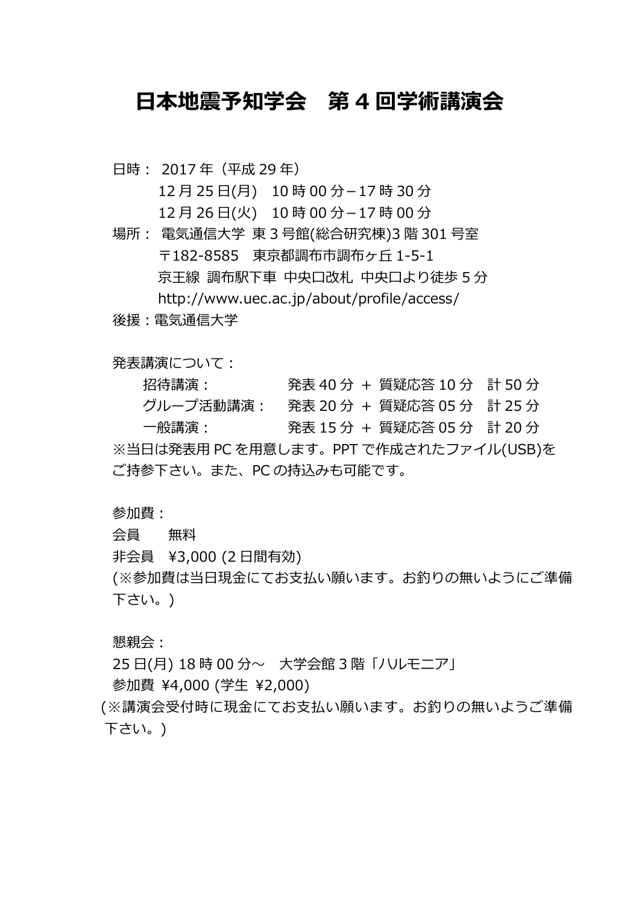# 日本地震予知学会　第 4 回学術講演会

日時： 2017 年（平成 29 年）
　　　12 月 25 日(月)　10 時 00 分－17 時 30 分
　　　12 月 26 日(火)　10 時 00 分－17 時 00 分

場所： 電気通信大学 東 3 号館(総合研究棟)3 階 301 号室
　　　〒182-8585　東京都調布市調布ヶ丘 1-5-1
　　　京王線 調布駅下車 中央口改札 中央口より徒歩 5 分
　　　http://www.uec.ac.jp/about/profile/access/

後援：電気通信大学

発表講演について：

| | | | |
|---|---|---|---|
| 招待講演： | 発表 40 分 | + 質疑応答 10 分 | 計 50 分 |
| グループ活動講演： | 発表 20 分 | + 質疑応答 05 分 | 計 25 分 |
| 一般講演： | 発表 15 分 | + 質疑応答 05 分 | 計 20 分 |

※当日は発表用 PC を用意します。PPT で作成されたファイル(USB)をご持参下さい。また、PC の持込みも可能です。

参加費：
会員　　無料
非会員　¥3,000 (2 日間有効)
(※参加費は当日現金にてお支払い願います。お釣りの無いようにご準備下さい。)

懇親会：
25 日(月) 18 時 00 分～　大学会館 3 階「ハルモニア」
参加費 ¥4,000 (学生 ¥2,000)
(※講演会受付時に現金にてお支払い願います。お釣りの無いようご準備下さい。)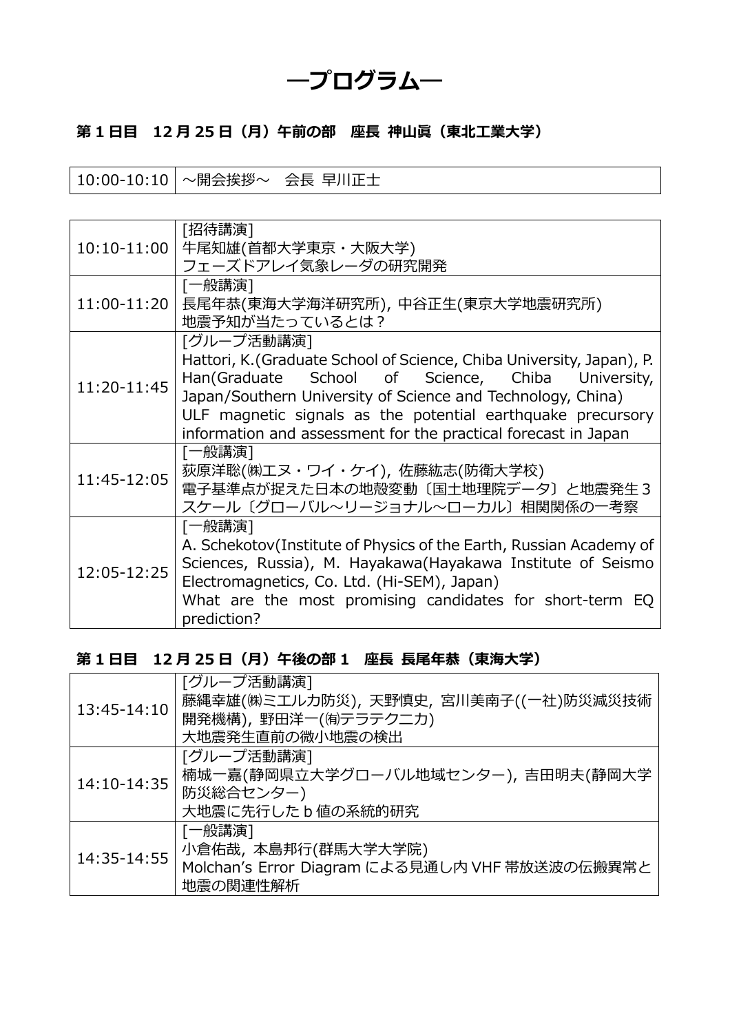# ―プログラム―

### 第 1 日目　12 月 25 日（月）午前の部　座長 神山眞（東北工業大学）

| | |
|---|---|
| 10:00-10:10 | ～開会挨拶～　会長 早川正士 |

| | |
|---|---|
| 10:10-11:00 | [招待講演]<br>牛尾知雄(首都大学東京・大阪大学)<br>フェーズドアレイ気象レーダの研究開発 |
| 11:00-11:20 | [一般講演]<br>長尾年恭(東海大学海洋研究所), 中谷正生(東京大学地震研究所)<br>地震予知が当たっているとは？ |
| 11:20-11:45 | [グループ活動講演]<br>Hattori, K.(Graduate School of Science, Chiba University, Japan), P. Han(Graduate School of Science, Chiba University, Japan/Southern University of Science and Technology, China)<br>ULF magnetic signals as the potential earthquake precursory information and assessment for the practical forecast in Japan |
| 11:45-12:05 | [一般講演]<br>荻原洋聡(㈱エヌ・ワイ・ケイ), 佐藤紘志(防衛大学校)<br>電子基準点が捉えた日本の地殻変動〔国土地理院データ〕と地震発生３スケール〔グローバル～リージョナル～ローカル〕相関関係の一考察 |
| 12:05-12:25 | [一般講演]<br>A. Schekotov(Institute of Physics of the Earth, Russian Academy of Sciences, Russia), M. Hayakawa(Hayakawa Institute of Seismo Electromagnetics, Co. Ltd. (Hi-SEM), Japan)<br>What are the most promising candidates for short-term EQ prediction? |

### 第 1 日目　12 月 25 日（月）午後の部 1　座長 長尾年恭（東海大学）

| | |
|---|---|
| 13:45-14:10 | [グループ活動講演]<br>藤縄幸雄(㈱ミエルカ防災), 天野慎史, 宮川美南子((一社)防災減災技術開発機構), 野田洋一(㈲テラテクニカ)<br>大地震発生直前の微小地震の検出 |
| 14:10-14:35 | [グループ活動講演]<br>楠城一嘉(静岡県立大学グローバル地域センター), 吉田明夫(静岡大学防災総合センター)<br>大地震に先行した b 値の系統的研究 |
| 14:35-14:55 | [一般講演]<br>小倉佑哉, 本島邦行(群馬大学大学院)<br>Molchan's Error Diagram による見通し内 VHF 帯放送波の伝搬異常と地震の関連性解析 |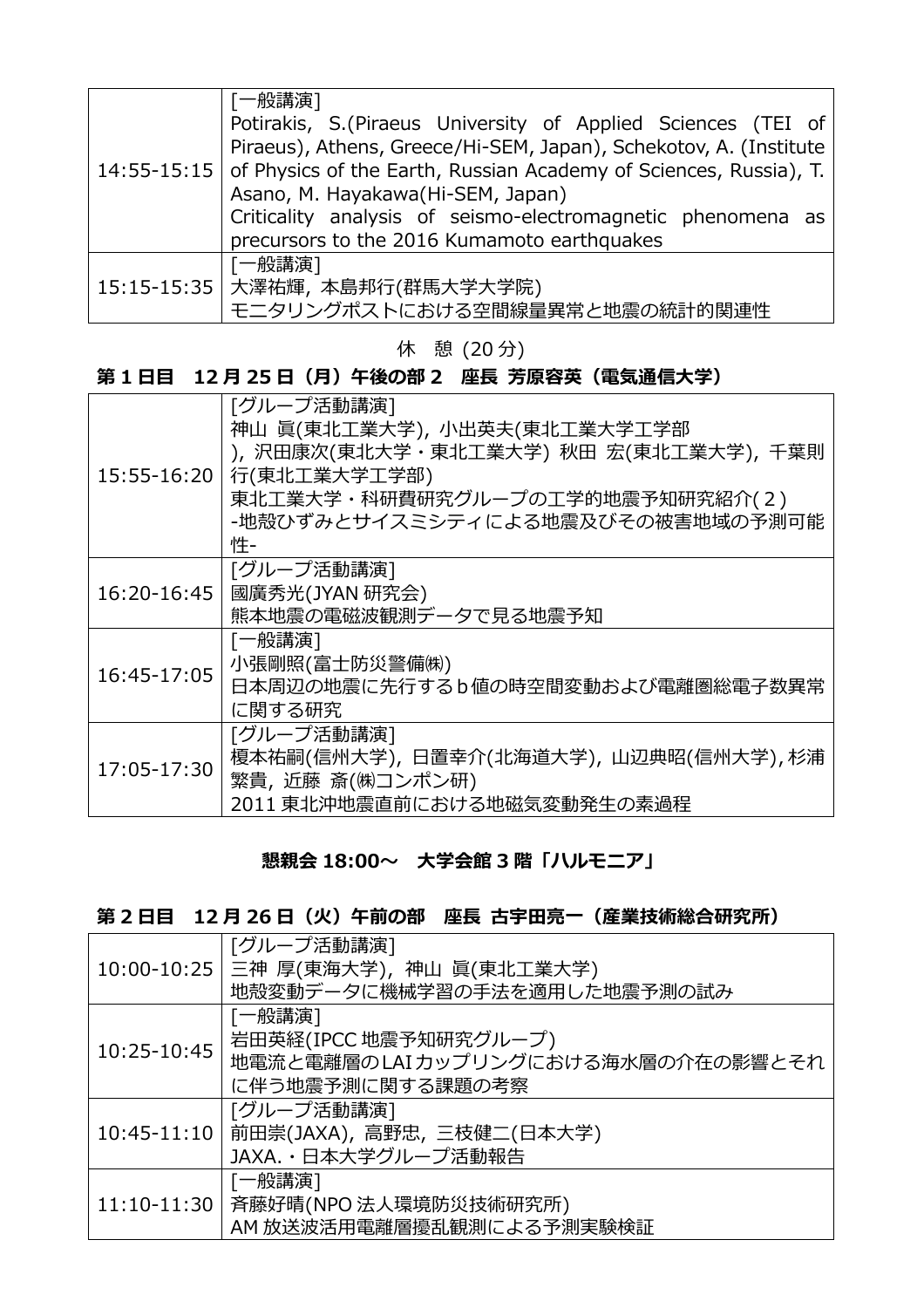| | |
|---|---|
| 14:55-15:15 | [一般講演]<br>Potirakis, S.(Piraeus University of Applied Sciences (TEI of Piraeus), Athens, Greece/Hi-SEM, Japan), Schekotov, A. (Institute of Physics of the Earth, Russian Academy of Sciences, Russia), T. Asano, M. Hayakawa(Hi-SEM, Japan)<br>Criticality analysis of seismo-electromagnetic phenomena as precursors to the 2016 Kumamoto earthquakes |
| 15:15-15:35 | [一般講演]<br>大澤祐輝, 本島邦行(群馬大学大学院)<br>モニタリングポストにおける空間線量異常と地震の統計的関連性 |

休　憩 (20 分)

**第 1 日目　12 月 25 日（月）午後の部 2　座長 芳原容英（電気通信大学）**

| | |
|---|---|
| 15:55-16:20 | [グループ活動講演]<br>神山 眞(東北工業大学), 小出英夫(東北工業大学工学部), 沢田康次(東北大学・東北工業大学) 秋田 宏(東北工業大学), 千葉則行(東北工業大学工学部)<br>東北工業大学・科研費研究グループの工学的地震予知研究紹介(２)<br>-地殻ひずみとサイスミシティによる地震及びその被害地域の予測可能性- |
| 16:20-16:45 | [グループ活動講演]<br>國廣秀光(JYAN 研究会)<br>熊本地震の電磁波観測データで見る地震予知 |
| 16:45-17:05 | [一般講演]<br>小張剛照(富士防災警備㈱)<br>日本周辺の地震に先行するｂ値の時空間変動および電離圏総電子数異常に関する研究 |
| 17:05-17:30 | [グループ活動講演]<br>榎本祐嗣(信州大学), 日置幸介(北海道大学), 山辺典昭(信州大学), 杉浦繁貴, 近藤 斎(㈱コンポン研)<br>2011 東北沖地震直前における地磁気変動発生の素過程 |

**懇親会 18:00～　大学会館 3 階「ハルモニア」**

**第 2 日目　12 月 26 日（火）午前の部　座長 古宇田亮一（産業技術総合研究所）**

| | |
|---|---|
| 10:00-10:25 | [グループ活動講演]<br>三神 厚(東海大学), 神山 眞(東北工業大学)<br>地殻変動データに機械学習の手法を適用した地震予測の試み |
| 10:25-10:45 | [一般講演]<br>岩田英経(IPCC 地震予知研究グループ)<br>地電流と電離層のLAIカップリングにおける海水層の介在の影響とそれに伴う地震予測に関する課題の考察 |
| 10:45-11:10 | [グループ活動講演]<br>前田崇(JAXA), 高野忠, 三枝健二(日本大学)<br>JAXA.・日本大学グループ活動報告 |
| 11:10-11:30 | [一般講演]<br>斉藤好晴(NPO 法人環境防災技術研究所)<br>AM 放送波活用電離層擾乱観測による予測実験検証 |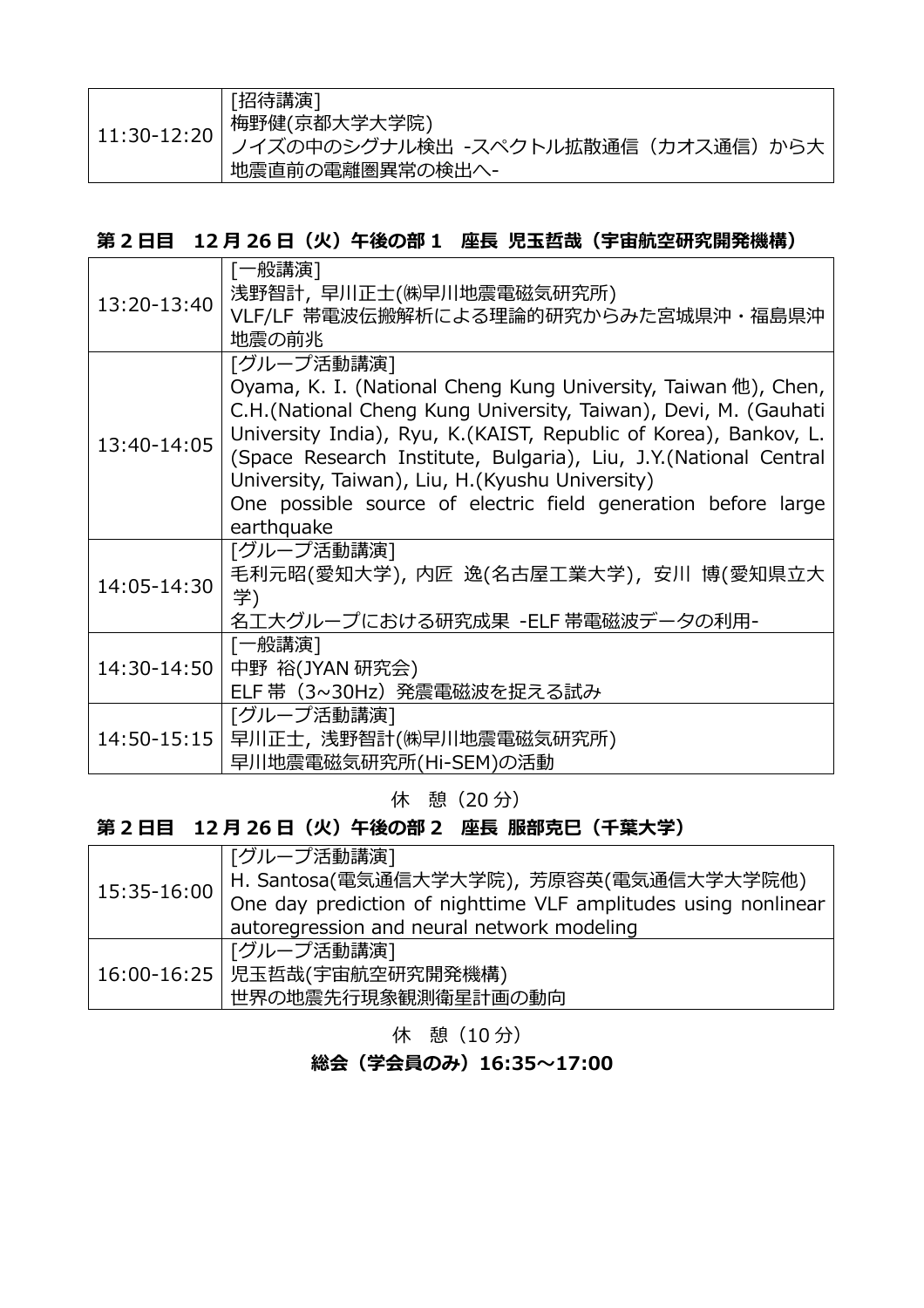| | |
|---|---|
| 11:30-12:20 | [招待講演]<br>梅野健(京都大学大学院)<br>ノイズの中のシグナル検出 -スペクトル拡散通信（カオス通信）から大地震直前の電離圏異常の検出へ- |

**第 2 日目　12 月 26 日（火）午後の部 1　座長 児玉哲哉（宇宙航空研究開発機構）**

| | |
|---|---|
| 13:20-13:40 | [一般講演]<br>浅野智計, 早川正士(㈱早川地震電磁気研究所)<br>VLF/LF 帯電波伝搬解析による理論的研究からみた宮城県沖・福島県沖地震の前兆 |
| 13:40-14:05 | [グループ活動講演]<br>Oyama, K. I. (National Cheng Kung University, Taiwan 他), Chen, C.H.(National Cheng Kung University, Taiwan), Devi, M. (Gauhati University India), Ryu, K.(KAIST, Republic of Korea), Bankov, L. (Space Research Institute, Bulgaria), Liu, J.Y.(National Central University, Taiwan), Liu, H.(Kyushu University)<br>One possible source of electric field generation before large earthquake |
| 14:05-14:30 | [グループ活動講演]<br>毛利元昭(愛知大学), 内匠 逸(名古屋工業大学), 安川 博(愛知県立大学)<br>名工大グループにおける研究成果 -ELF 帯電磁波データの利用- |
| 14:30-14:50 | [一般講演]<br>中野 裕(JYAN 研究会)<br>ELF 帯（3~30Hz）発震電磁波を捉える試み |
| 14:50-15:15 | [グループ活動講演]<br>早川正士, 浅野智計(㈱早川地震電磁気研究所)<br>早川地震電磁気研究所(Hi-SEM)の活動 |

休　憩（20 分）

**第 2 日目　12 月 26 日（火）午後の部 2　座長 服部克巳（千葉大学）**

| | |
|---|---|
| 15:35-16:00 | [グループ活動講演]<br>H. Santosa(電気通信大学大学院), 芳原容英(電気通信大学大学院他)<br>One day prediction of nighttime VLF amplitudes using nonlinear autoregression and neural network modeling |
| 16:00-16:25 | [グループ活動講演]<br>児玉哲哉(宇宙航空研究開発機構)<br>世界の地震先行現象観測衛星計画の動向 |

休　憩（10 分）

**総会（学会員のみ）16:35～17:00**